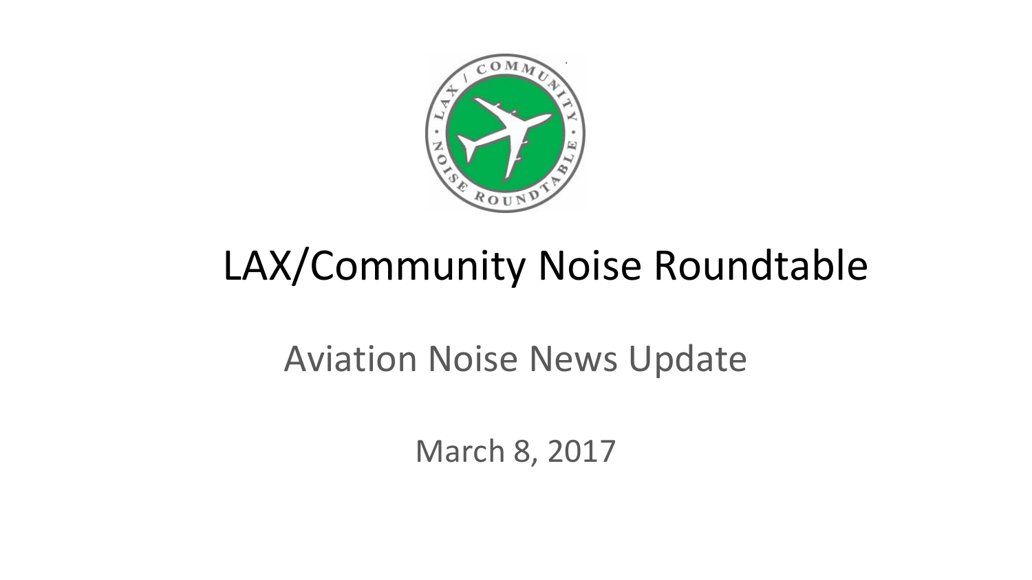# LAX/Community Noise Roundtable

## Aviation Noise News Update

March 8, 2017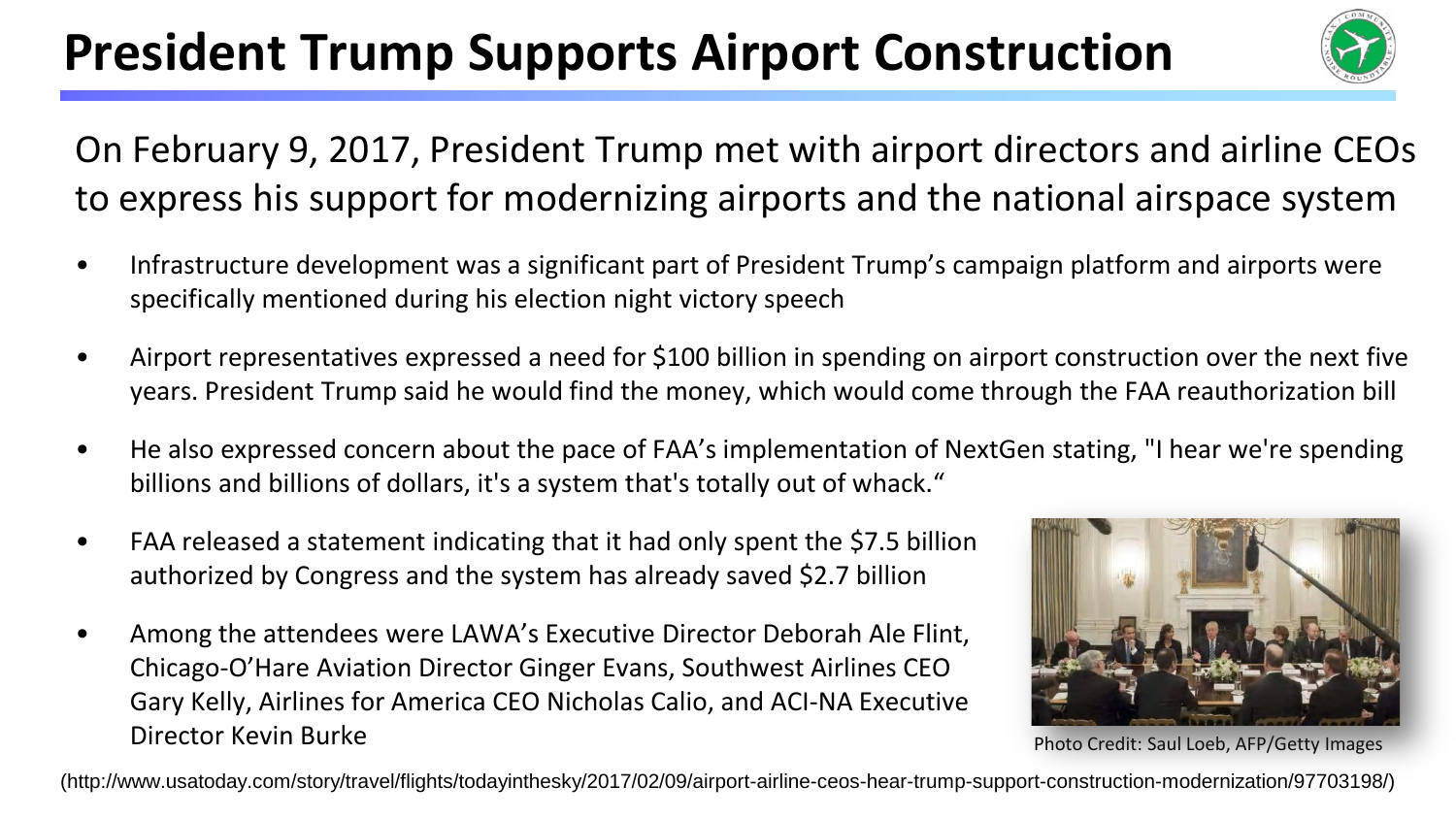# President Trump Supports Airport Construction

On February 9, 2017, President Trump met with airport directors and airline CEOs to express his support for modernizing airports and the national airspace system

- Infrastructure development was a significant part of President Trump's campaign platform and airports were specifically mentioned during his election night victory speech
- Airport representatives expressed a need for $100 billion in spending on airport construction over the next five years. President Trump said he would find the money, which would come through the FAA reauthorization bill
- He also expressed concern about the pace of FAA's implementation of NextGen stating, "I hear we're spending billions and billions of dollars, it's a system that's totally out of whack."
- FAA released a statement indicating that it had only spent the $7.5 billion authorized by Congress and the system has already saved $2.7 billion
- Among the attendees were LAWA's Executive Director Deborah Ale Flint, Chicago-O'Hare Aviation Director Ginger Evans, Southwest Airlines CEO Gary Kelly, Airlines for America CEO Nicholas Calio, and ACI-NA Executive Director Kevin Burke

Photo Credit: Saul Loeb, AFP/Getty Images

(http://www.usatoday.com/story/travel/flights/todayinthesky/2017/02/09/airport-airline-ceos-hear-trump-support-construction-modernization/97703198/)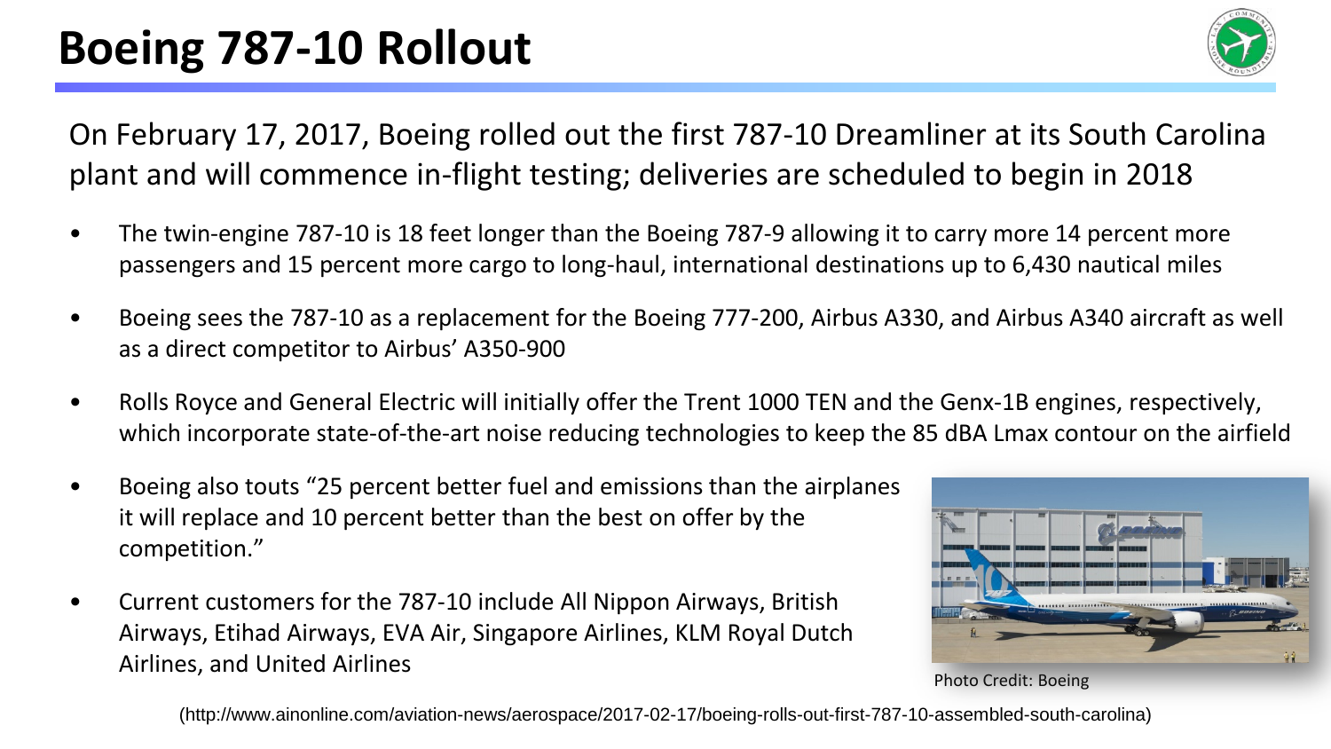# Boeing 787-10 Rollout

On February 17, 2017, Boeing rolled out the first 787-10 Dreamliner at its South Carolina plant and will commence in-flight testing; deliveries are scheduled to begin in 2018

- The twin-engine 787-10 is 18 feet longer than the Boeing 787-9 allowing it to carry more 14 percent more passengers and 15 percent more cargo to long-haul, international destinations up to 6,430 nautical miles
- Boeing sees the 787-10 as a replacement for the Boeing 777-200, Airbus A330, and Airbus A340 aircraft as well as a direct competitor to Airbus' A350-900
- Rolls Royce and General Electric will initially offer the Trent 1000 TEN and the Genx-1B engines, respectively, which incorporate state-of-the-art noise reducing technologies to keep the 85 dBA Lmax contour on the airfield
- Boeing also touts "25 percent better fuel and emissions than the airplanes it will replace and 10 percent better than the best on offer by the competition."
- Current customers for the 787-10 include All Nippon Airways, British Airways, Etihad Airways, EVA Air, Singapore Airlines, KLM Royal Dutch Airlines, and United Airlines

Photo Credit: Boeing

(http://www.ainonline.com/aviation-news/aerospace/2017-02-17/boeing-rolls-out-first-787-10-assembled-south-carolina)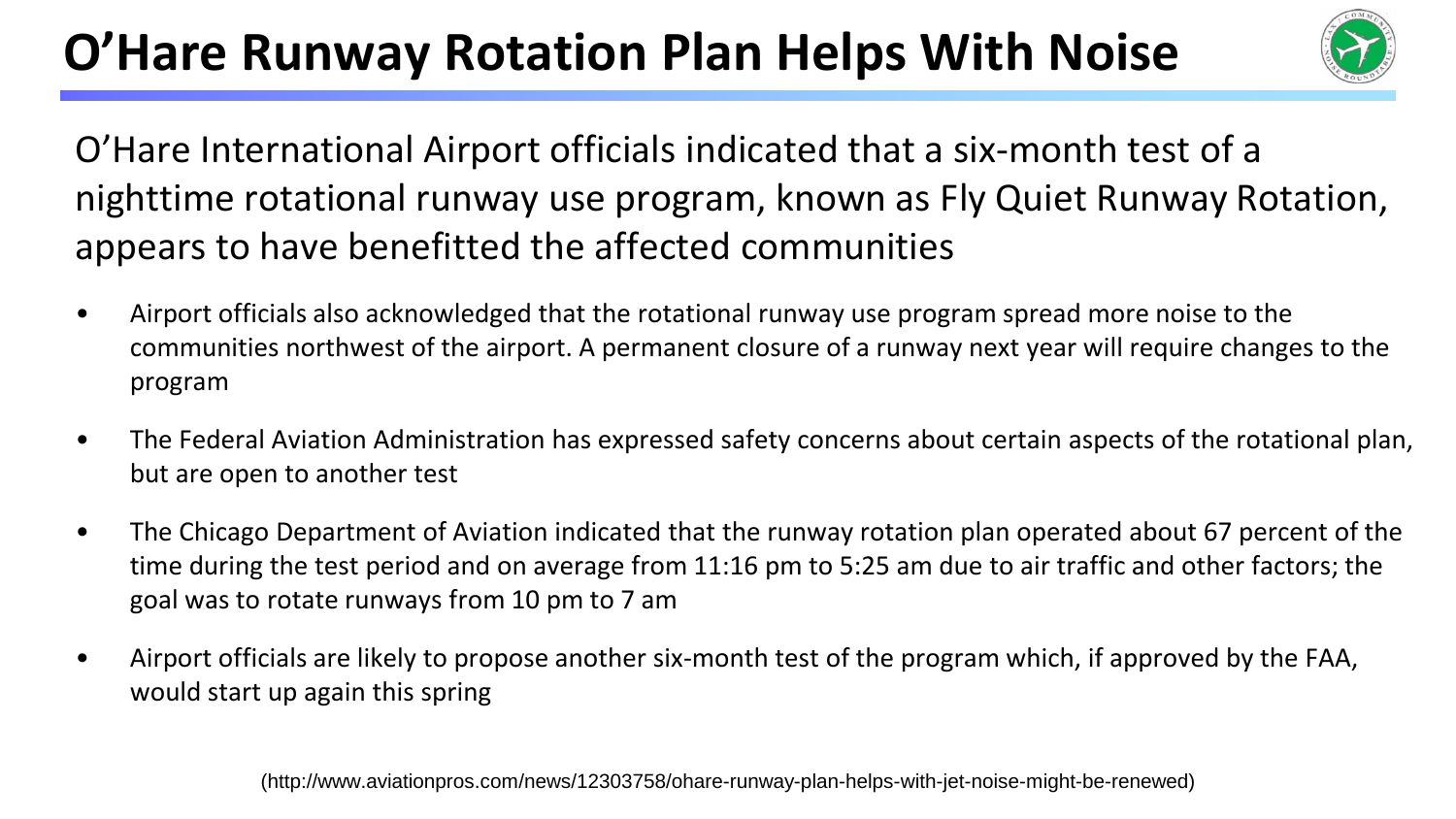# O'Hare Runway Rotation Plan Helps With Noise

O'Hare International Airport officials indicated that a six-month test of a nighttime rotational runway use program, known as Fly Quiet Runway Rotation, appears to have benefitted the affected communities

- Airport officials also acknowledged that the rotational runway use program spread more noise to the communities northwest of the airport. A permanent closure of a runway next year will require changes to the program
- The Federal Aviation Administration has expressed safety concerns about certain aspects of the rotational plan, but are open to another test
- The Chicago Department of Aviation indicated that the runway rotation plan operated about 67 percent of the time during the test period and on average from 11:16 pm to 5:25 am due to air traffic and other factors; the goal was to rotate runways from 10 pm to 7 am
- Airport officials are likely to propose another six-month test of the program which, if approved by the FAA, would start up again this spring

(http://www.aviationpros.com/news/12303758/ohare-runway-plan-helps-with-jet-noise-might-be-renewed)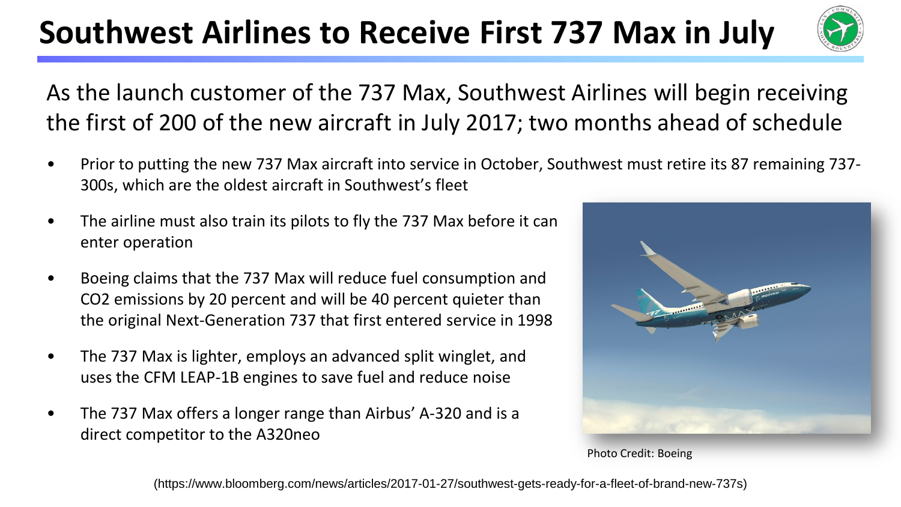# Southwest Airlines to Receive First 737 Max in July

As the launch customer of the 737 Max, Southwest Airlines will begin receiving the first of 200 of the new aircraft in July 2017; two months ahead of schedule

- Prior to putting the new 737 Max aircraft into service in October, Southwest must retire its 87 remaining 737-300s, which are the oldest aircraft in Southwest's fleet
- The airline must also train its pilots to fly the 737 Max before it can enter operation
- Boeing claims that the 737 Max will reduce fuel consumption and $CO_2$ emissions by 20 percent and will be 40 percent quieter than the original Next-Generation 737 that first entered service in 1998
- The 737 Max is lighter, employs an advanced split winglet, and uses the CFM LEAP-1B engines to save fuel and reduce noise
- The 737 Max offers a longer range than Airbus' A-320 and is a direct competitor to the A320neo

Photo Credit: Boeing

(https://www.bloomberg.com/news/articles/2017-01-27/southwest-gets-ready-for-a-fleet-of-brand-new-737s)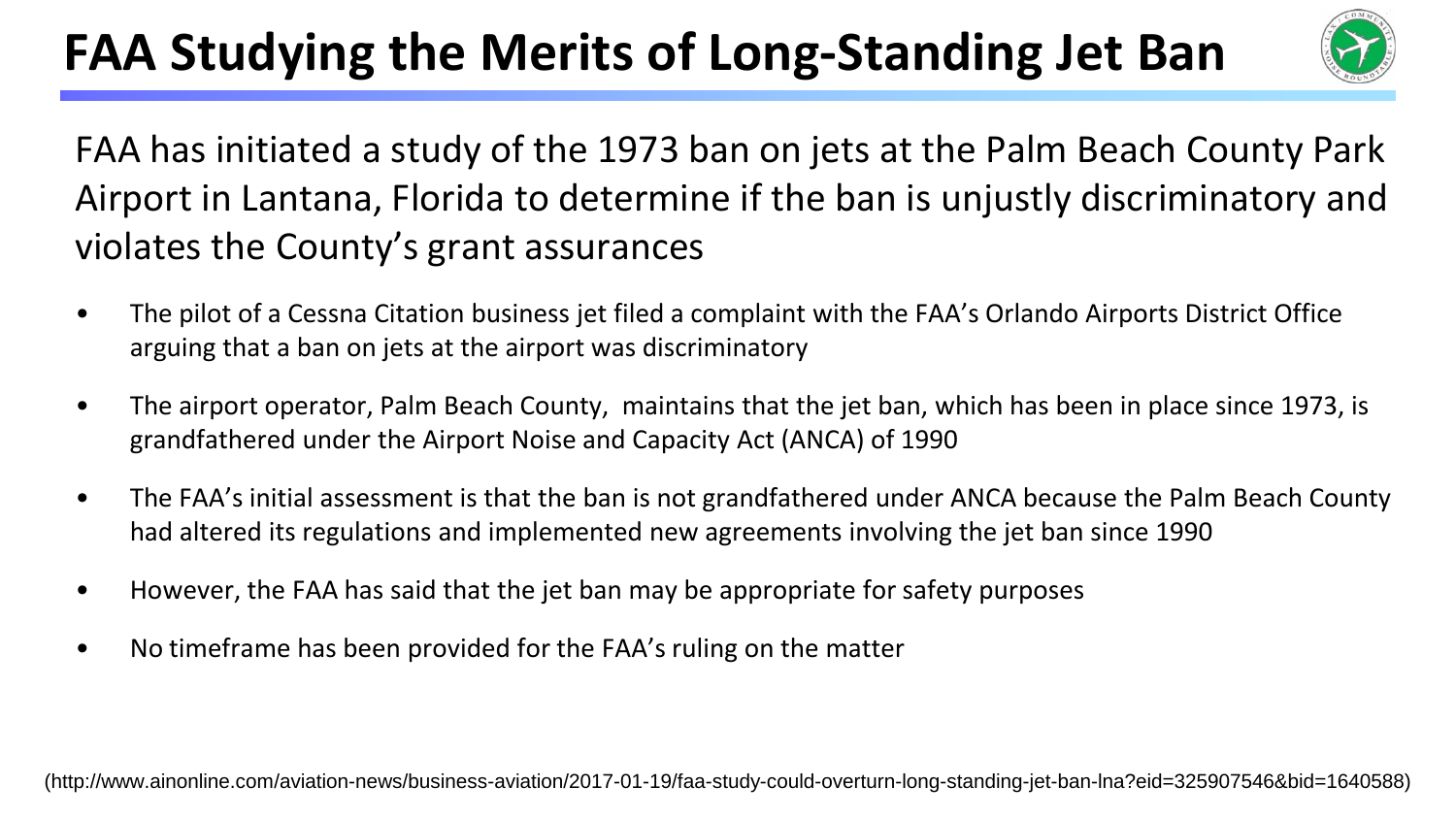# FAA Studying the Merits of Long-Standing Jet Ban

FAA has initiated a study of the 1973 ban on jets at the Palm Beach County Park Airport in Lantana, Florida to determine if the ban is unjustly discriminatory and violates the County's grant assurances

- The pilot of a Cessna Citation business jet filed a complaint with the FAA's Orlando Airports District Office arguing that a ban on jets at the airport was discriminatory
- The airport operator, Palm Beach County, maintains that the jet ban, which has been in place since 1973, is grandfathered under the Airport Noise and Capacity Act (ANCA) of 1990
- The FAA's initial assessment is that the ban is not grandfathered under ANCA because the Palm Beach County had altered its regulations and implemented new agreements involving the jet ban since 1990
- However, the FAA has said that the jet ban may be appropriate for safety purposes
- No timeframe has been provided for the FAA's ruling on the matter

(http://www.ainonline.com/aviation-news/business-aviation/2017-01-19/faa-study-could-overturn-long-standing-jet-ban-lna?eid=325907546&bid=1640588)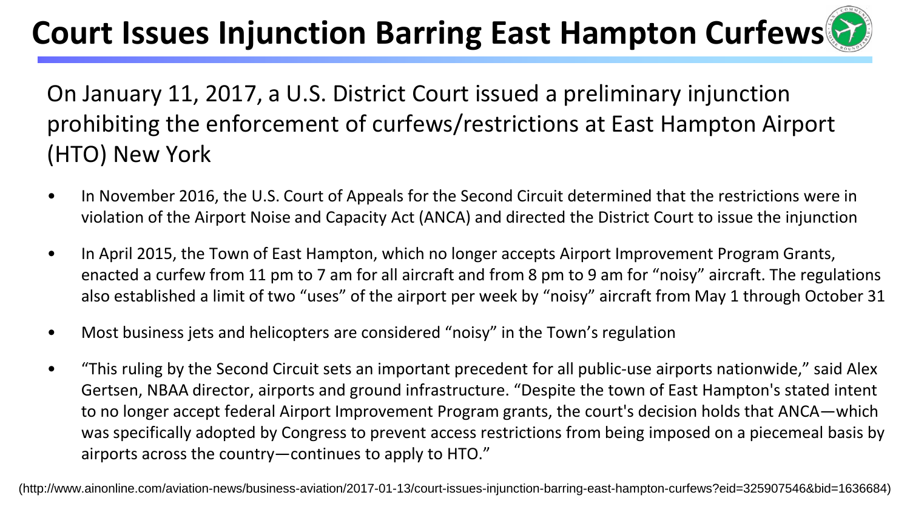# Court Issues Injunction Barring East Hampton Curfews

On January 11, 2017, a U.S. District Court issued a preliminary injunction prohibiting the enforcement of curfews/restrictions at East Hampton Airport (HTO) New York

- In November 2016, the U.S. Court of Appeals for the Second Circuit determined that the restrictions were in violation of the Airport Noise and Capacity Act (ANCA) and directed the District Court to issue the injunction
- In April 2015, the Town of East Hampton, which no longer accepts Airport Improvement Program Grants, enacted a curfew from 11 pm to 7 am for all aircraft and from 8 pm to 9 am for "noisy" aircraft. The regulations also established a limit of two "uses" of the airport per week by "noisy" aircraft from May 1 through October 31
- Most business jets and helicopters are considered "noisy" in the Town's regulation
- "This ruling by the Second Circuit sets an important precedent for all public-use airports nationwide," said Alex Gertsen, NBAA director, airports and ground infrastructure. "Despite the town of East Hampton's stated intent to no longer accept federal Airport Improvement Program grants, the court's decision holds that ANCA—which was specifically adopted by Congress to prevent access restrictions from being imposed on a piecemeal basis by airports across the country—continues to apply to HTO."

(http://www.ainonline.com/aviation-news/business-aviation/2017-01-13/court-issues-injunction-barring-east-hampton-curfews?eid=325907546&bid=1636684)